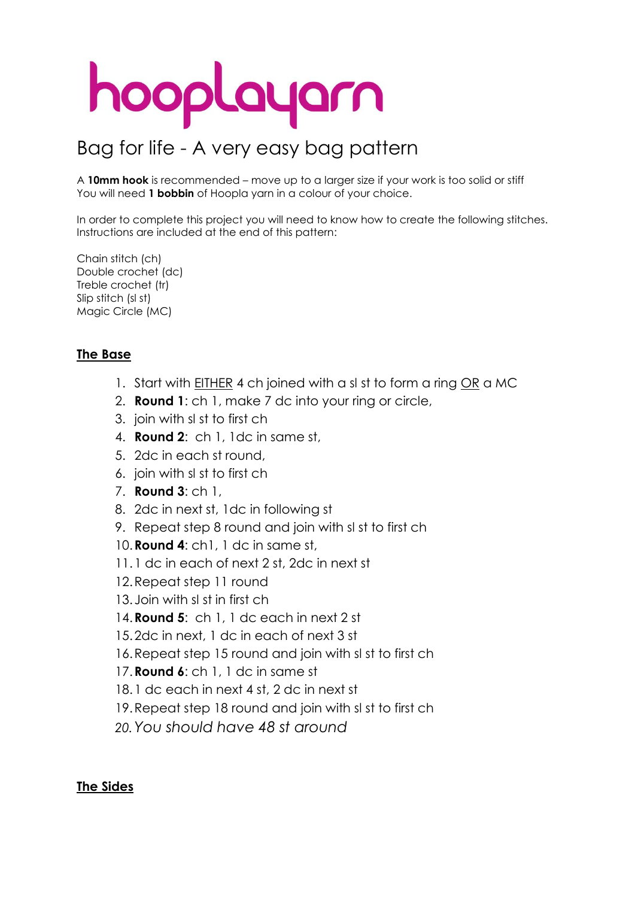# hooplayarn

## Bag for life - A very easy bag pattern

A **10mm hook** is recommended – move up to a larger size if your work is too solid or stiff
You will need **1 bobbin** of Hoopla yarn in a colour of your choice.

In order to complete this project you will need to know how to create the following stitches. Instructions are included at the end of this pattern:

Chain stitch (ch)
Double crochet (dc)
Treble crochet (tr)
Slip stitch (sl st)
Magic Circle (MC)

### <u>The Base</u>

1. Start with <u>EITHER</u> 4 ch joined with a sl st to form a ring <u>OR</u> a MC
2. **Round 1**: ch 1, make 7 dc into your ring or circle,
3. join with sl st to first ch
4. **Round 2**: ch 1, 1dc in same st,
5. 2dc in each st round,
6. join with sl st to first ch
7. **Round 3**: ch 1,
8. 2dc in next st, 1dc in following st
9. Repeat step 8 round and join with sl st to first ch
10. **Round 4**: ch1, 1 dc in same st,
11. 1 dc in each of next 2 st, 2dc in next st
12. Repeat step 11 round
13. Join with sl st in first ch
14. **Round 5**: ch 1, 1 dc each in next 2 st
15. 2dc in next, 1 dc in each of next 3 st
16. Repeat step 15 round and join with sl st to first ch
17. **Round 6**: ch 1, 1 dc in same st
18. 1 dc each in next 4 st, 2 dc in next st
19. Repeat step 18 round and join with sl st to first ch
20. *You should have 48 st around*

### <u>The Sides</u>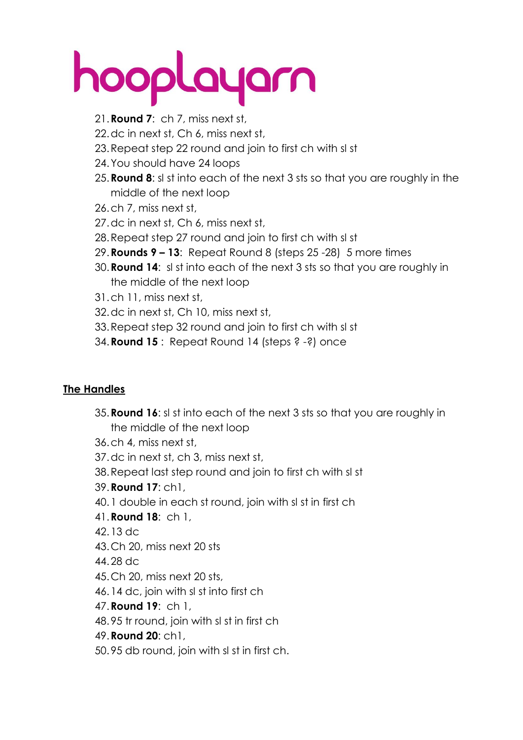21. **Round 7**: ch 7, miss next st,
22. dc in next st, Ch 6, miss next st,
23. Repeat step 22 round and join to first ch with sl st
24. You should have 24 loops
25. **Round 8**: sl st into each of the next 3 sts so that you are roughly in the middle of the next loop
26. ch 7, miss next st,
27. dc in next st, Ch 6, miss next st,
28. Repeat step 27 round and join to first ch with sl st
29. **Rounds 9 – 13**: Repeat Round 8 (steps 25 -28) 5 more times
30. **Round 14**: sl st into each of the next 3 sts so that you are roughly in the middle of the next loop
31. ch 11, miss next st,
32. dc in next st, Ch 10, miss next st,
33. Repeat step 32 round and join to first ch with sl st
34. **Round 15** : Repeat Round 14 (steps ? -?) once

**The Handles**

35. **Round 16**: sl st into each of the next 3 sts so that you are roughly in the middle of the next loop
36. ch 4, miss next st,
37. dc in next st, ch 3, miss next st,
38. Repeat last step round and join to first ch with sl st
39. **Round 17**: ch1,
40. 1 double in each st round, join with sl st in first ch
41. **Round 18**: ch 1,
42. 13 dc
43. Ch 20, miss next 20 sts
44. 28 dc
45. Ch 20, miss next 20 sts,
46. 14 dc, join with sl st into first ch
47. **Round 19**: ch 1,
48. 95 tr round, join with sl st in first ch
49. **Round 20**: ch1,
50. 95 db round, join with sl st in first ch.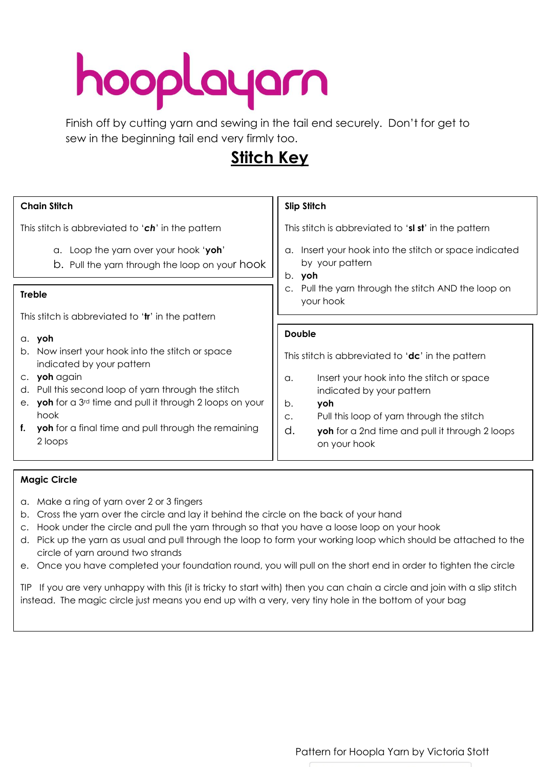Finish off by cutting yarn and sewing in the tail end securely. Don't for get to sew in the beginning tail end very firmly too.

## Stitch Key

**Chain Stitch**

This stitch is abbreviated to '***ch***' in the pattern

a. Loop the yarn over your hook '**yoh**'
b. Pull the yarn through the loop on your hook

**Treble**

This stitch is abbreviated to '**tr**' in the pattern

a. **yoh**
b. Now insert your hook into the stitch or space indicated by your pattern
c. **yoh** again
d. Pull this second loop of yarn through the stitch
e. **yoh** for a 3rd time and pull it through 2 loops on your hook
**f.** **yoh** for a final time and pull through the remaining 2 loops

**Slip Stitch**

This stitch is abbreviated to '**sl st**' in the pattern

a. Insert your hook into the stitch or space indicated by your pattern
b. **yoh**
c. Pull the yarn through the stitch AND the loop on your hook

**Double**

This stitch is abbreviated to '**dc**' in the pattern

a. Insert your hook into the stitch or space indicated by your pattern
b. **yoh**
c. Pull this loop of yarn through the stitch
d. **yoh** for a 2nd time and pull it through 2 loops on your hook

**Magic Circle**

a. Make a ring of yarn over 2 or 3 fingers
b. Cross the yarn over the circle and lay it behind the circle on the back of your hand
c. Hook under the circle and pull the yarn through so that you have a loose loop on your hook
d. Pick up the yarn as usual and pull through the loop to form your working loop which should be attached to the circle of yarn around two strands
e. Once you have completed your foundation round, you will pull on the short end in order to tighten the circle

TIP If you are very unhappy with this (it is tricky to start with) then you can chain a circle and join with a slip stitch instead. The magic circle just means you end up with a very, very tiny hole in the bottom of your bag